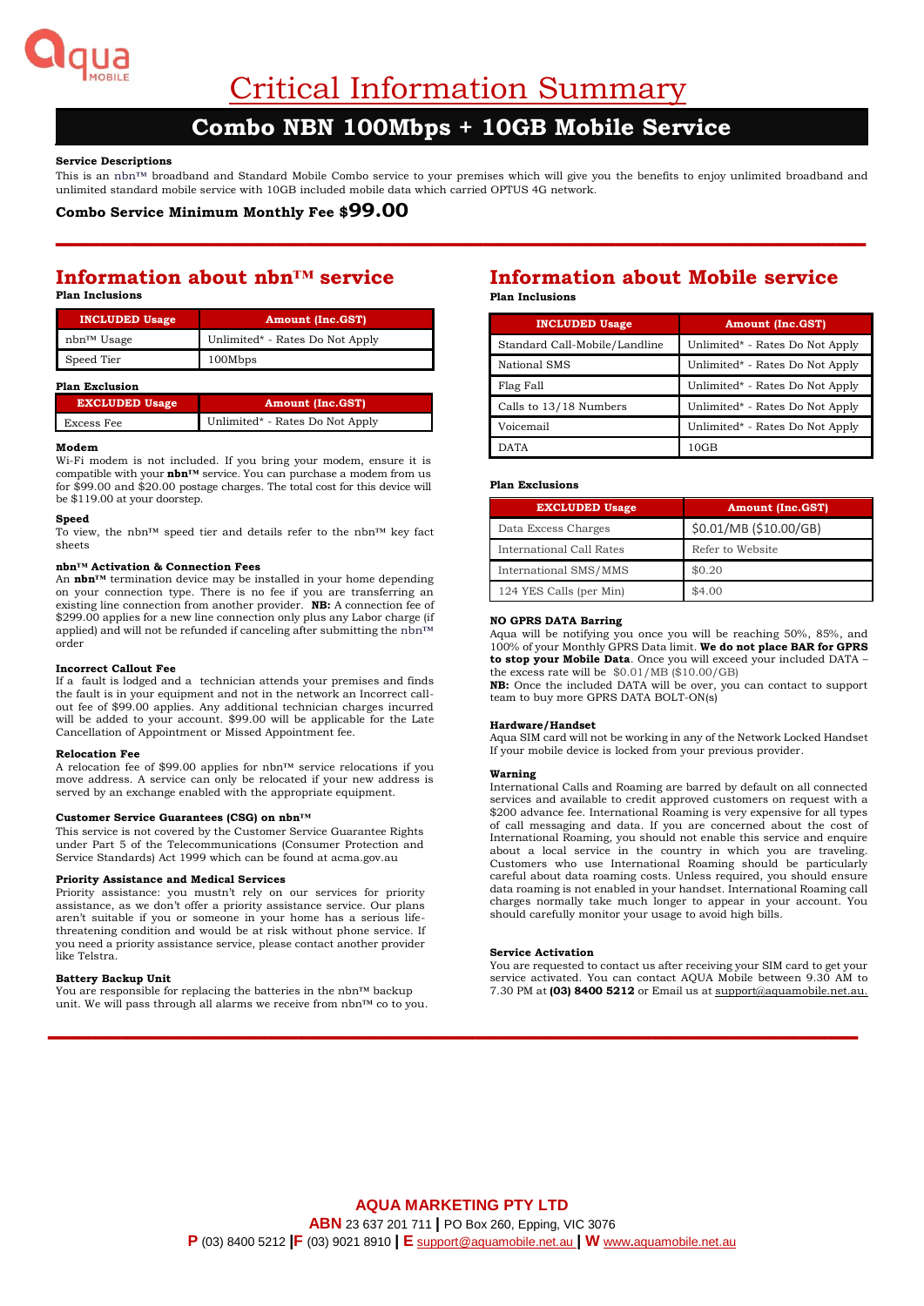# Critical Information Summary

## Combo NBN 100Mbps + 10GB Mobile Service

**Service Descriptions**

This is an nbn™ broadband and Standard Mobile Combo service to your premises which will give you the benefits to enjoy unlimited broadband and unlimited standard mobile service with 10GB included mobile data which carried OPTUS 4G network.

**Combo Service Minimum Monthly Fee $99.00**

## Information about nbn™ service

**Plan Inclusions**

| INCLUDED Usage | Amount (Inc.GST) |
|---|---|
| nbn™ Usage | Unlimited* - Rates Do Not Apply |
| Speed Tier | 100Mbps |

**Plan Exclusion**

| EXCLUDED Usage | Amount (Inc.GST) |
|---|---|
| Excess Fee | Unlimited* - Rates Do Not Apply |

**Modem**

Wi-Fi modem is not included. If you bring your modem, ensure it is compatible with your **nbn™** service. You can purchase a modem from us for $99.00 and $20.00 postage charges. The total cost for this device will be $119.00 at your doorstep.

**Speed**

To view, the nbn™ speed tier and details refer to the nbn™ key fact sheets

**nbn™ Activation & Connection Fees**

An **nbn™** termination device may be installed in your home depending on your connection type. There is no fee if you are transferring an existing line connection from another provider. **NB:** A connection fee of $299.00 applies for a new line connection only plus any Labor charge (if applied) and will not be refunded if canceling after submitting the nbn™ order

**Incorrect Callout Fee**

If a fault is lodged and a technician attends your premises and finds the fault is in your equipment and not in the network an Incorrect call-out fee of $99.00 applies. Any additional technician charges incurred will be added to your account. $99.00 will be applicable for the Late Cancellation of Appointment or Missed Appointment fee.

**Relocation Fee**

A relocation fee of $99.00 applies for nbn™ service relocations if you move address. A service can only be relocated if your new address is served by an exchange enabled with the appropriate equipment.

**Customer Service Guarantees (CSG) on nbn™**

This service is not covered by the Customer Service Guarantee Rights under Part 5 of the Telecommunications (Consumer Protection and Service Standards) Act 1999 which can be found at acma.gov.au

**Priority Assistance and Medical Services**

Priority assistance: you mustn't rely on our services for priority assistance, as we don't offer a priority assistance service. Our plans aren't suitable if you or someone in your home has a serious life-threatening condition and would be at risk without phone service. If you need a priority assistance service, please contact another provider like Telstra.

**Battery Backup Unit**

You are responsible for replacing the batteries in the nbn™ backup unit. We will pass through all alarms we receive from nbn™ co to you.

## Information about Mobile service

**Plan Inclusions**

| INCLUDED Usage | Amount (Inc.GST) |
|---|---|
| Standard Call-Mobile/Landline | Unlimited* - Rates Do Not Apply |
| National SMS | Unlimited* - Rates Do Not Apply |
| Flag Fall | Unlimited* - Rates Do Not Apply |
| Calls to 13/18 Numbers | Unlimited* - Rates Do Not Apply |
| Voicemail | Unlimited* - Rates Do Not Apply |
| DATA | 10GB |

**Plan Exclusions**

| EXCLUDED Usage | Amount (Inc.GST) |
|---|---|
| Data Excess Charges | $0.01/MB ($10.00/GB) |
| International Call Rates | Refer to Website |
| International SMS/MMS | $0.20 |
| 124 YES Calls (per Min) | $4.00 |

**NO GPRS DATA Barring**

Aqua will be notifying you once you will be reaching 50%, 85%, and 100% of your Monthly GPRS Data limit. **We do not place BAR for GPRS to stop your Mobile Data**. Once you will exceed your included DATA – the excess rate will be $0.01/MB ($10.00/GB)

**NB:** Once the included DATA will be over, you can contact to support team to buy more GPRS DATA BOLT-ON(s)

**Hardware/Handset**

Aqua SIM card will not be working in any of the Network Locked Handset If your mobile device is locked from your previous provider.

**Warning**

International Calls and Roaming are barred by default on all connected services and available to credit approved customers on request with a $200 advance fee. International Roaming is very expensive for all types of call messaging and data. If you are concerned about the cost of International Roaming, you should not enable this service and enquire about a local service in the country in which you are traveling. Customers who use International Roaming should be particularly careful about data roaming costs. Unless required, you should ensure data roaming is not enabled in your handset. International Roaming call charges normally take much longer to appear in your account. You should carefully monitor your usage to avoid high bills.

**Service Activation**

You are requested to contact us after receiving your SIM card to get your service activated. You can contact AQUA Mobile between 9.30 AM to 7.30 PM at **(03) 8400 5212** or Email us at support@aquamobile.net.au.

**AQUA MARKETING PTY LTD**

**ABN** 23 637 201 711 | PO Box 260, Epping, VIC 3076

**P** (03) 8400 5212 | **F** (03) 9021 8910 | **E** support@aquamobile.net.au | **W** www.aquamobile.net.au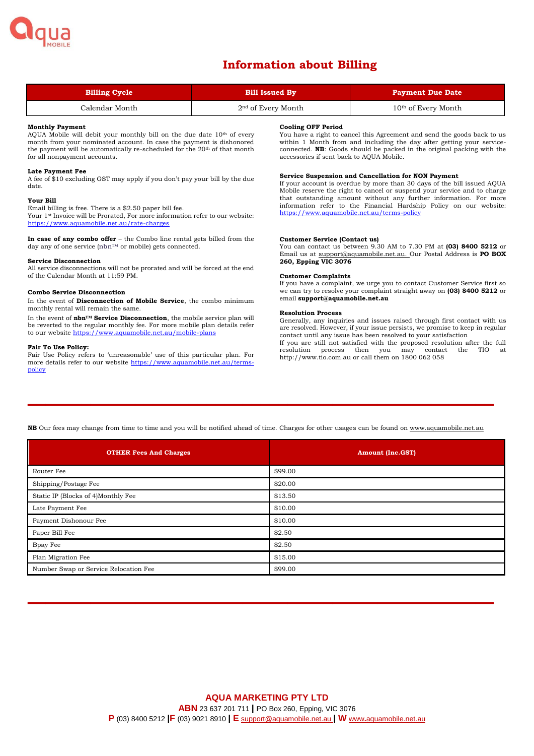# Information about Billing

| Billing Cycle | Bill Issued By | Payment Due Date |
|---|---|---|
| Calendar Month | 2nd of Every Month | 10th of Every Month |

**Monthly Payment**
AQUA Mobile will debit your monthly bill on the due date 10th of every month from your nominated account. In case the payment is dishonored the payment will be automatically re-scheduled for the 20th of that month for all nonpayment accounts.

**Late Payment Fee**
A fee of $10 excluding GST may apply if you don't pay your bill by the due date.

**Your Bill**
Email billing is free. There is a $2.50 paper bill fee.
Your 1st Invoice will be Prorated, For more information refer to our website: https://www.aquamobile.net.au/rate-charges

**In case of any combo offer** – the Combo line rental gets billed from the day any of one service (nbn™ or mobile) gets connected.

**Service Disconnection**
All service disconnections will not be prorated and will be forced at the end of the Calendar Month at 11:59 PM.

**Combo Service Disconnection**
In the event of **Disconnection of Mobile Service**, the combo minimum monthly rental will remain the same.

In the event of **nbn™ Service Disconnection**, the mobile service plan will be reverted to the regular monthly fee. For more mobile plan details refer to our website https://www.aquamobile.net.au/mobile-plans

**Fair To Use Policy:**
Fair Use Policy refers to 'unreasonable' use of this particular plan. For more details refer to our website https://www.aquamobile.net.au/terms-policy

**Cooling OFF Period**
You have a right to cancel this Agreement and send the goods back to us within 1 Month from and including the day after getting your service-connected. **NB**: Goods should be packed in the original packing with the accessories if sent back to AQUA Mobile.

**Service Suspension and Cancellation for NON Payment**
If your account is overdue by more than 30 days of the bill issued AQUA Mobile reserve the right to cancel or suspend your service and to charge that outstanding amount without any further information. For more information refer to the Financial Hardship Policy on our website: https://www.aquamobile.net.au/terms-policy

**Customer Service (Contact us)**
You can contact us between 9.30 AM to 7.30 PM at **(03) 8400 5212** or Email us at support@aquamobile.net.au. Our Postal Address is **PO BOX 260, Epping VIC 3076**

**Customer Complaints**
If you have a complaint, we urge you to contact Customer Service first so we can try to resolve your complaint straight away on **(03) 8400 5212** or email **support@aquamobile.net.au**

**Resolution Process**
Generally, any inquiries and issues raised through first contact with us are resolved. However, if your issue persists, we promise to keep in regular contact until any issue has been resolved to your satisfaction
If you are still not satisfied with the proposed resolution after the full resolution process then you may contact the TIO at http://www.tio.com.au or call them on 1800 062 058

**NB** Our fees may change from time to time and you will be notified ahead of time. Charges for other usages can be found on www.aquamobile.net.au

| OTHER Fees And Charges | Amount (Inc.GST) |
|---|---|
| Router Fee | $99.00 |
| Shipping/Postage Fee | $20.00 |
| Static IP (Blocks of 4)Monthly Fee | $13.50 |
| Late Payment Fee | $10.00 |
| Payment Dishonour Fee | $10.00 |
| Paper Bill Fee | $2.50 |
| Bpay Fee | $2.50 |
| Plan Migration Fee | $15.00 |
| Number Swap or Service Relocation Fee | $99.00 |

**AQUA MARKETING PTY LTD**
**ABN** 23 637 201 711 | PO Box 260, Epping, VIC 3076
**P** (03) 8400 5212 | **F** (03) 9021 8910 | **E** support@aquamobile.net.au | **W** www.aquamobile.net.au